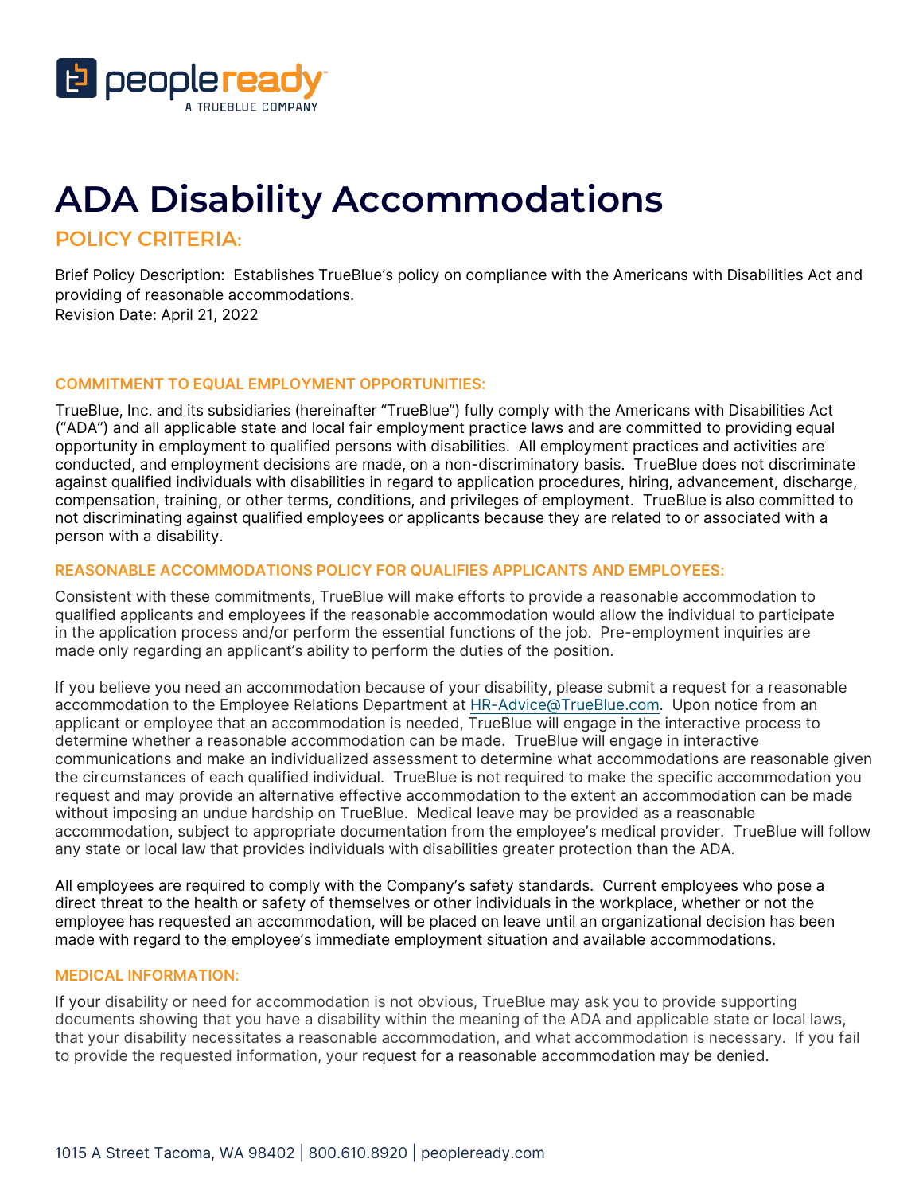# ADA Disability Accommodations

## POLICY CRITERIA:

Brief Policy Description: Establishes TrueBlue's policy on compliance with the Americans with Disabilities Act and providing of reasonable accommodations.
Revision Date: April 21, 2022

### COMMITMENT TO EQUAL EMPLOYMENT OPPORTUNITIES:

TrueBlue, Inc. and its subsidiaries (hereinafter "TrueBlue") fully comply with the Americans with Disabilities Act ("ADA") and all applicable state and local fair employment practice laws and are committed to providing equal opportunity in employment to qualified persons with disabilities. All employment practices and activities are conducted, and employment decisions are made, on a non-discriminatory basis. TrueBlue does not discriminate against qualified individuals with disabilities in regard to application procedures, hiring, advancement, discharge, compensation, training, or other terms, conditions, and privileges of employment. TrueBlue is also committed to not discriminating against qualified employees or applicants because they are related to or associated with a person with a disability.

### REASONABLE ACCOMMODATIONS POLICY FOR QUALIFIES APPLICANTS AND EMPLOYEES:

Consistent with these commitments, TrueBlue will make efforts to provide a reasonable accommodation to qualified applicants and employees if the reasonable accommodation would allow the individual to participate in the application process and/or perform the essential functions of the job. Pre-employment inquiries are made only regarding an applicant's ability to perform the duties of the position.

If you believe you need an accommodation because of your disability, please submit a request for a reasonable accommodation to the Employee Relations Department at HR-Advice@TrueBlue.com. Upon notice from an applicant or employee that an accommodation is needed, TrueBlue will engage in the interactive process to determine whether a reasonable accommodation can be made. TrueBlue will engage in interactive communications and make an individualized assessment to determine what accommodations are reasonable given the circumstances of each qualified individual. TrueBlue is not required to make the specific accommodation you request and may provide an alternative effective accommodation to the extent an accommodation can be made without imposing an undue hardship on TrueBlue. Medical leave may be provided as a reasonable accommodation, subject to appropriate documentation from the employee's medical provider. TrueBlue will follow any state or local law that provides individuals with disabilities greater protection than the ADA.

All employees are required to comply with the Company's safety standards. Current employees who pose a direct threat to the health or safety of themselves or other individuals in the workplace, whether or not the employee has requested an accommodation, will be placed on leave until an organizational decision has been made with regard to the employee's immediate employment situation and available accommodations.

### MEDICAL INFORMATION:

If your disability or need for accommodation is not obvious, TrueBlue may ask you to provide supporting documents showing that you have a disability within the meaning of the ADA and applicable state or local laws, that your disability necessitates a reasonable accommodation, and what accommodation is necessary. If you fail to provide the requested information, your request for a reasonable accommodation may be denied.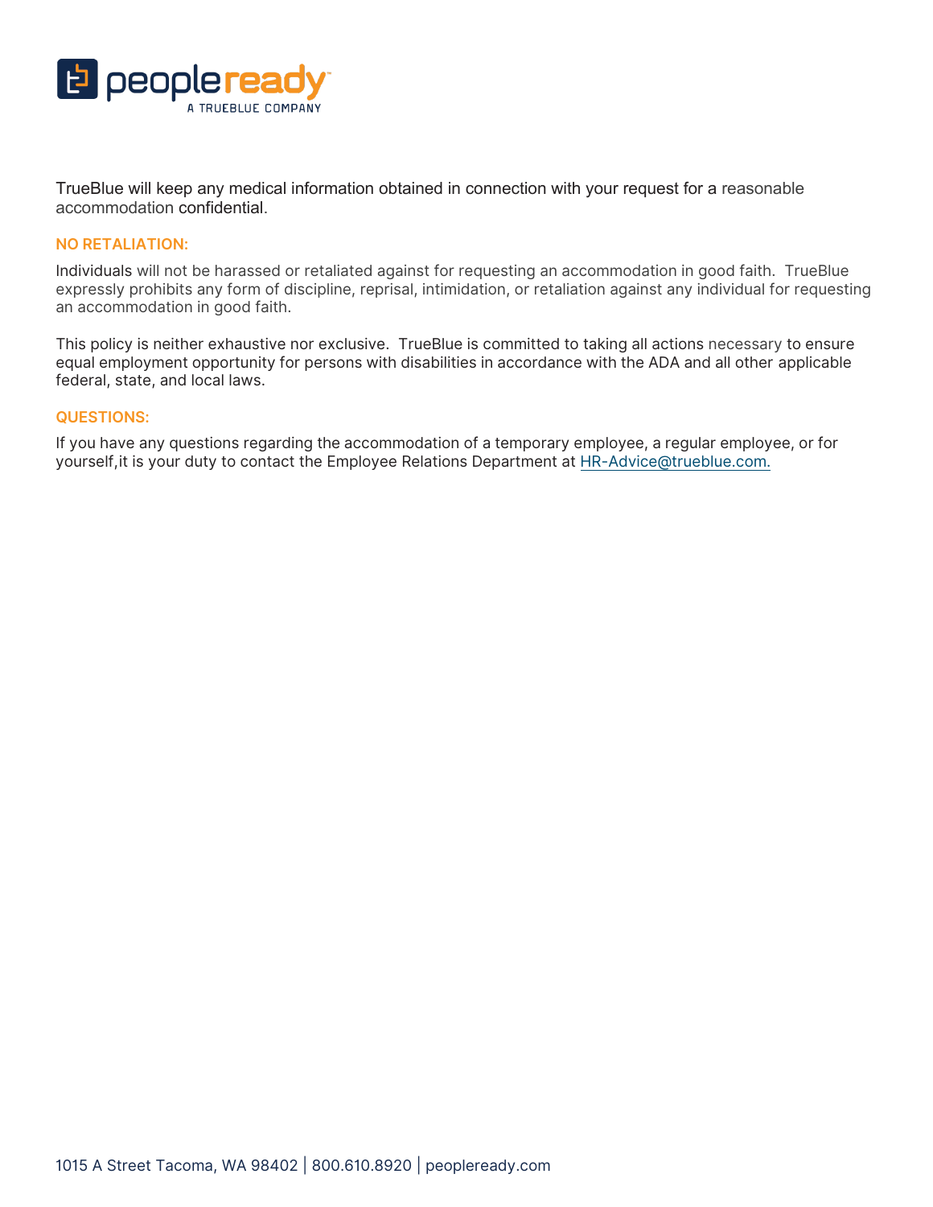TrueBlue will keep any medical information obtained in connection with your request for a reasonable accommodation confidential.

## NO RETALIATION:

Individuals will not be harassed or retaliated against for requesting an accommodation in good faith. TrueBlue expressly prohibits any form of discipline, reprisal, intimidation, or retaliation against any individual for requesting an accommodation in good faith.

This policy is neither exhaustive nor exclusive. TrueBlue is committed to taking all actions necessary to ensure equal employment opportunity for persons with disabilities in accordance with the ADA and all other applicable federal, state, and local laws.

## QUESTIONS:

If you have any questions regarding the accommodation of a temporary employee, a regular employee, or for yourself,it is your duty to contact the Employee Relations Department at HR-Advice@trueblue.com.